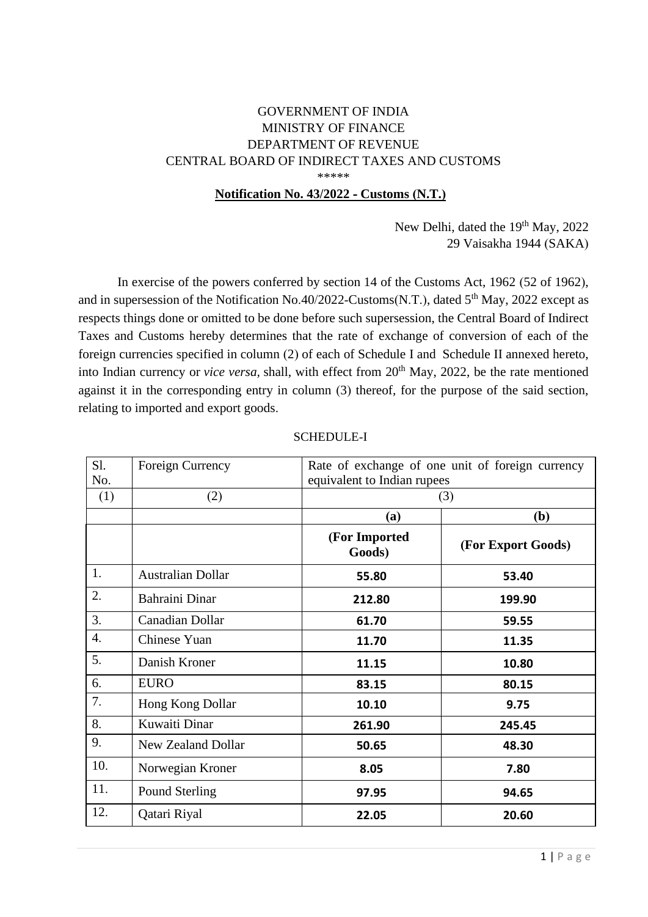GOVERNMENT OF INDIA
MINISTRY OF FINANCE
DEPARTMENT OF REVENUE
CENTRAL BOARD OF INDIRECT TAXES AND CUSTOMS

\*\*\*\*\*

**Notification No. 43/2022 - Customs (N.T.)**

New Delhi, dated the 19th May, 2022
29 Vaisakha 1944 (SAKA)

In exercise of the powers conferred by section 14 of the Customs Act, 1962 (52 of 1962), and in supersession of the Notification No.40/2022-Customs(N.T.), dated 5th May, 2022 except as respects things done or omitted to be done before such supersession, the Central Board of Indirect Taxes and Customs hereby determines that the rate of exchange of conversion of each of the foreign currencies specified in column (2) of each of Schedule I and Schedule II annexed hereto, into Indian currency or *vice versa*, shall, with effect from 20th May, 2022, be the rate mentioned against it in the corresponding entry in column (3) thereof, for the purpose of the said section, relating to imported and export goods.

SCHEDULE-I

| Sl. No. | Foreign Currency | Rate of exchange of one unit of foreign currency equivalent to Indian rupees | |
|---|---|---|---|
| (1) | (2) | (3) | |
| | | **(a)** | **(b)** |
| | | **(For Imported Goods)** | **(For Export Goods)** |
| 1. | Australian Dollar | **55.80** | **53.40** |
| 2. | Bahraini Dinar | **212.80** | **199.90** |
| 3. | Canadian Dollar | **61.70** | **59.55** |
| 4. | Chinese Yuan | **11.70** | **11.35** |
| 5. | Danish Kroner | **11.15** | **10.80** |
| 6. | EURO | **83.15** | **80.15** |
| 7. | Hong Kong Dollar | **10.10** | **9.75** |
| 8. | Kuwaiti Dinar | **261.90** | **245.45** |
| 9. | New Zealand Dollar | **50.65** | **48.30** |
| 10. | Norwegian Kroner | **8.05** | **7.80** |
| 11. | Pound Sterling | **97.95** | **94.65** |
| 12. | Qatari Riyal | **22.05** | **20.60** |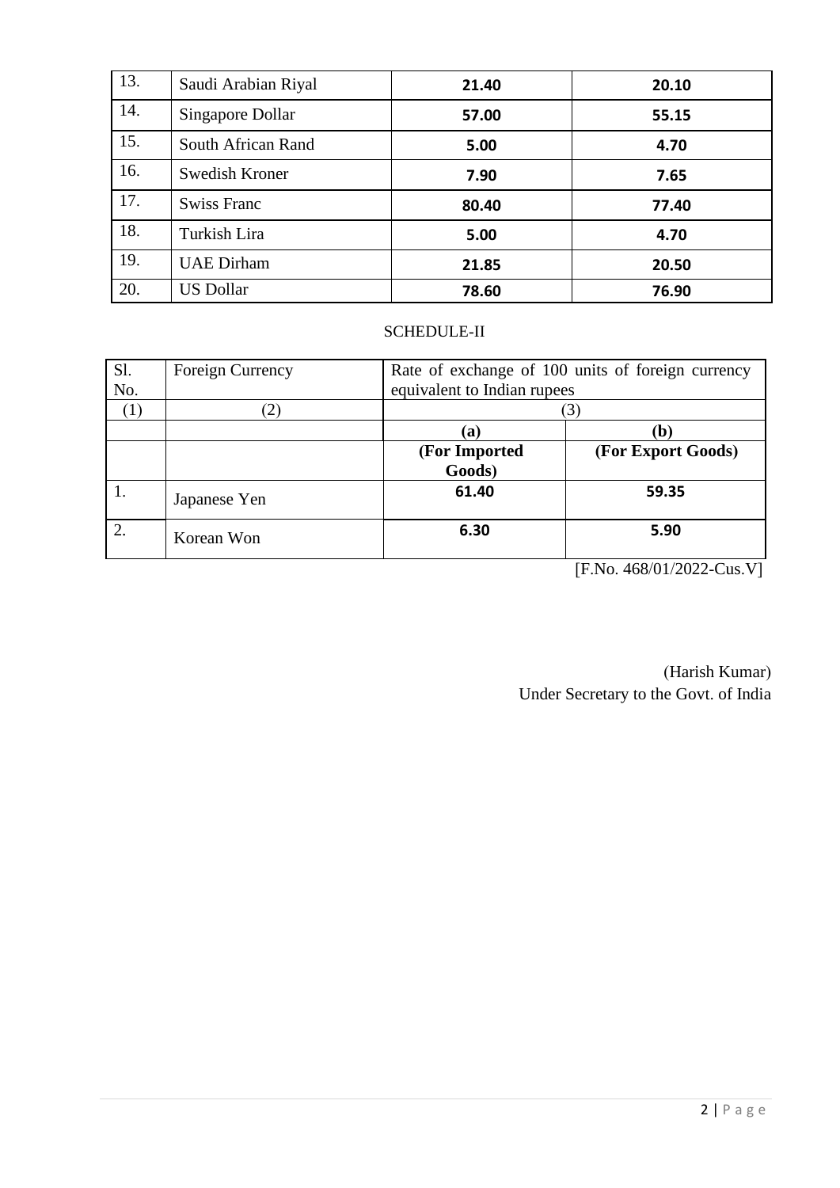| | | | |
|---|---|---|---|
| 13. | Saudi Arabian Riyal | **21.40** | **20.10** |
| 14. | Singapore Dollar | **57.00** | **55.15** |
| 15. | South African Rand | **5.00** | **4.70** |
| 16. | Swedish Kroner | **7.90** | **7.65** |
| 17. | Swiss Franc | **80.40** | **77.40** |
| 18. | Turkish Lira | **5.00** | **4.70** |
| 19. | UAE Dirham | **21.85** | **20.50** |
| 20. | US Dollar | **78.60** | **76.90** |

SCHEDULE-II

| Sl. No. | Foreign Currency | Rate of exchange of 100 units of foreign currency equivalent to Indian rupees | |
|---|---|---|---|
| (1) | (2) | (3) | |
| | | **(a)** | **(b)** |
| | | **(For Imported Goods)** | **(For Export Goods)** |
| 1. | Japanese Yen | **61.40** | **59.35** |
| 2. | Korean Won | **6.30** | **5.90** |

[F.No. 468/01/2022-Cus.V]

(Harish Kumar)
Under Secretary to the Govt. of India